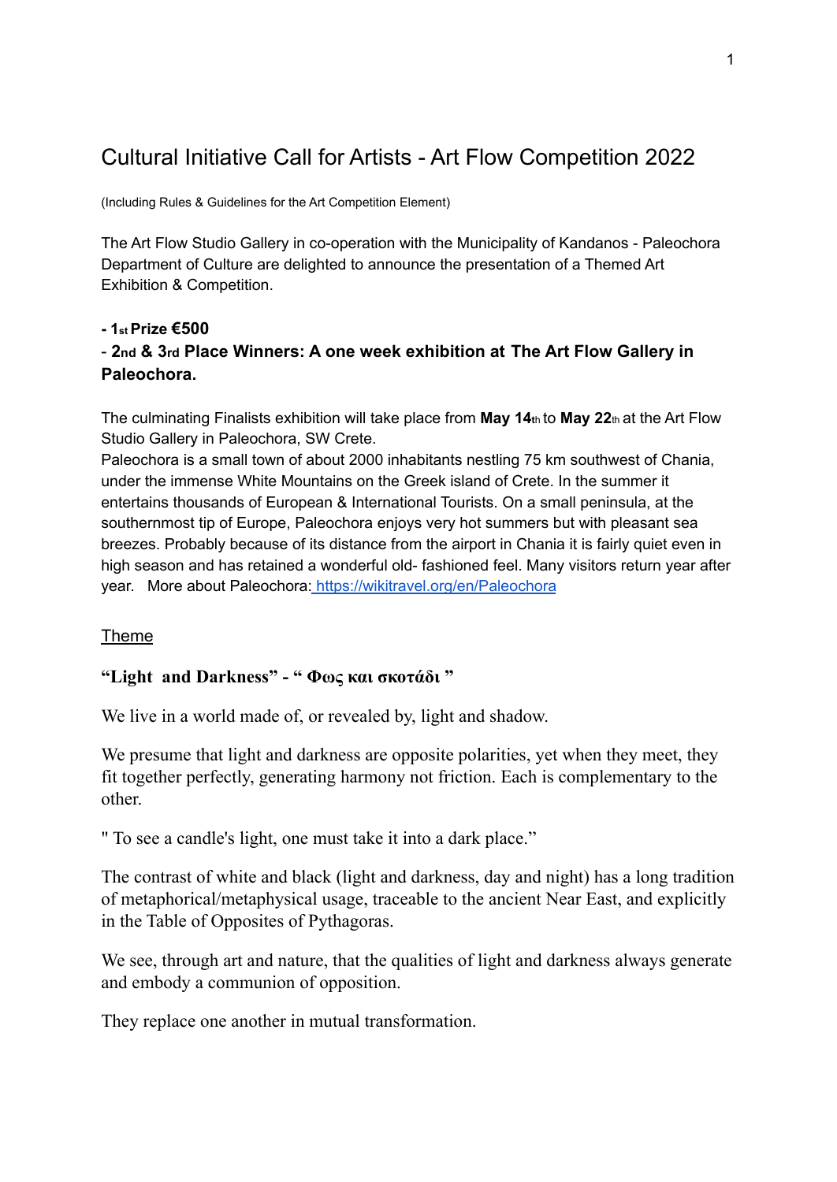# Cultural Initiative Call for Artists - Art Flow Competition 2022

(Including Rules & Guidelines for the Art Competition Element)

The Art Flow Studio Gallery in co-operation with the Municipality of Kandanos - Paleochora Department of Culture are delighted to announce the presentation of a Themed Art Exhibition & Competition.

**- 1st Prize €500**

**- 2nd & 3rd Place Winners: A one week exhibition at The Art Flow Gallery in Paleochora.**

The culminating Finalists exhibition will take place from **May 14th** to **May 22th** at the Art Flow Studio Gallery in Paleochora, SW Crete.

Paleochora is a small town of about 2000 inhabitants nestling 75 km southwest of Chania, under the immense White Mountains on the Greek island of Crete. In the summer it entertains thousands of European & International Tourists. On a small peninsula, at the southernmost tip of Europe, Paleochora enjoys very hot summers but with pleasant sea breezes. Probably because of its distance from the airport in Chania it is fairly quiet even in high season and has retained a wonderful old- fashioned feel. Many visitors return year after year. More about Paleochora: https://wikitravel.org/en/Paleochora

## Theme

**"Light and Darkness" - " Φως και σκοτάδι "**

We live in a world made of, or revealed by, light and shadow.

We presume that light and darkness are opposite polarities, yet when they meet, they fit together perfectly, generating harmony not friction. Each is complementary to the other.

" To see a candle's light, one must take it into a dark place."

The contrast of white and black (light and darkness, day and night) has a long tradition of metaphorical/metaphysical usage, traceable to the ancient Near East, and explicitly in the Table of Opposites of Pythagoras.

We see, through art and nature, that the qualities of light and darkness always generate and embody a communion of opposition.

They replace one another in mutual transformation.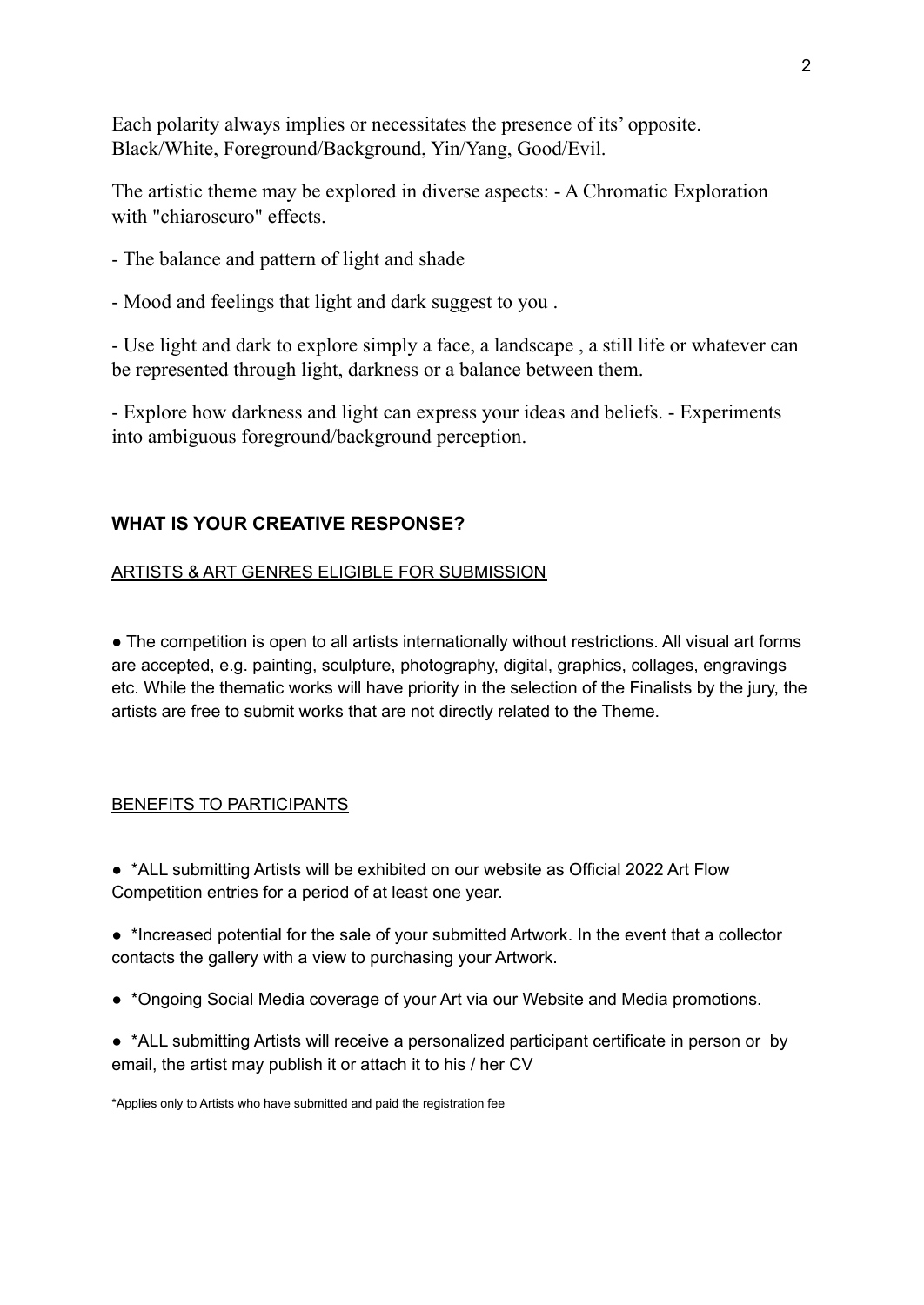Each polarity always implies or necessitates the presence of its' opposite. Black/White, Foreground/Background, Yin/Yang, Good/Evil.

The artistic theme may be explored in diverse aspects: - A Chromatic Exploration with "chiaroscuro" effects.

- The balance and pattern of light and shade

- Mood and feelings that light and dark suggest to you .

- Use light and dark to explore simply a face, a landscape , a still life or whatever can be represented through light, darkness or a balance between them.

- Explore how darkness and light can express your ideas and beliefs. - Experiments into ambiguous foreground/background perception.

## WHAT IS YOUR CREATIVE RESPONSE?

<u>ARTISTS & ART GENRES ELIGIBLE FOR SUBMISSION</u>

● The competition is open to all artists internationally without restrictions. All visual art forms are accepted, e.g. painting, sculpture, photography, digital, graphics, collages, engravings etc. While the thematic works will have priority in the selection of the Finalists by the jury, the artists are free to submit works that are not directly related to the Theme.

<u>BENEFITS TO PARTICIPANTS</u>

● *ALL submitting Artists will be exhibited on our website as Official 2022 Art Flow Competition entries for a period of at least one year.

● *Increased potential for the sale of your submitted Artwork. In the event that a collector contacts the gallery with a view to purchasing your Artwork.

● *Ongoing Social Media coverage of your Art via our Website and Media promotions.

● *ALL submitting Artists will receive a personalized participant certificate in person or by email, the artist may publish it or attach it to his / her CV

*Applies only to Artists who have submitted and paid the registration fee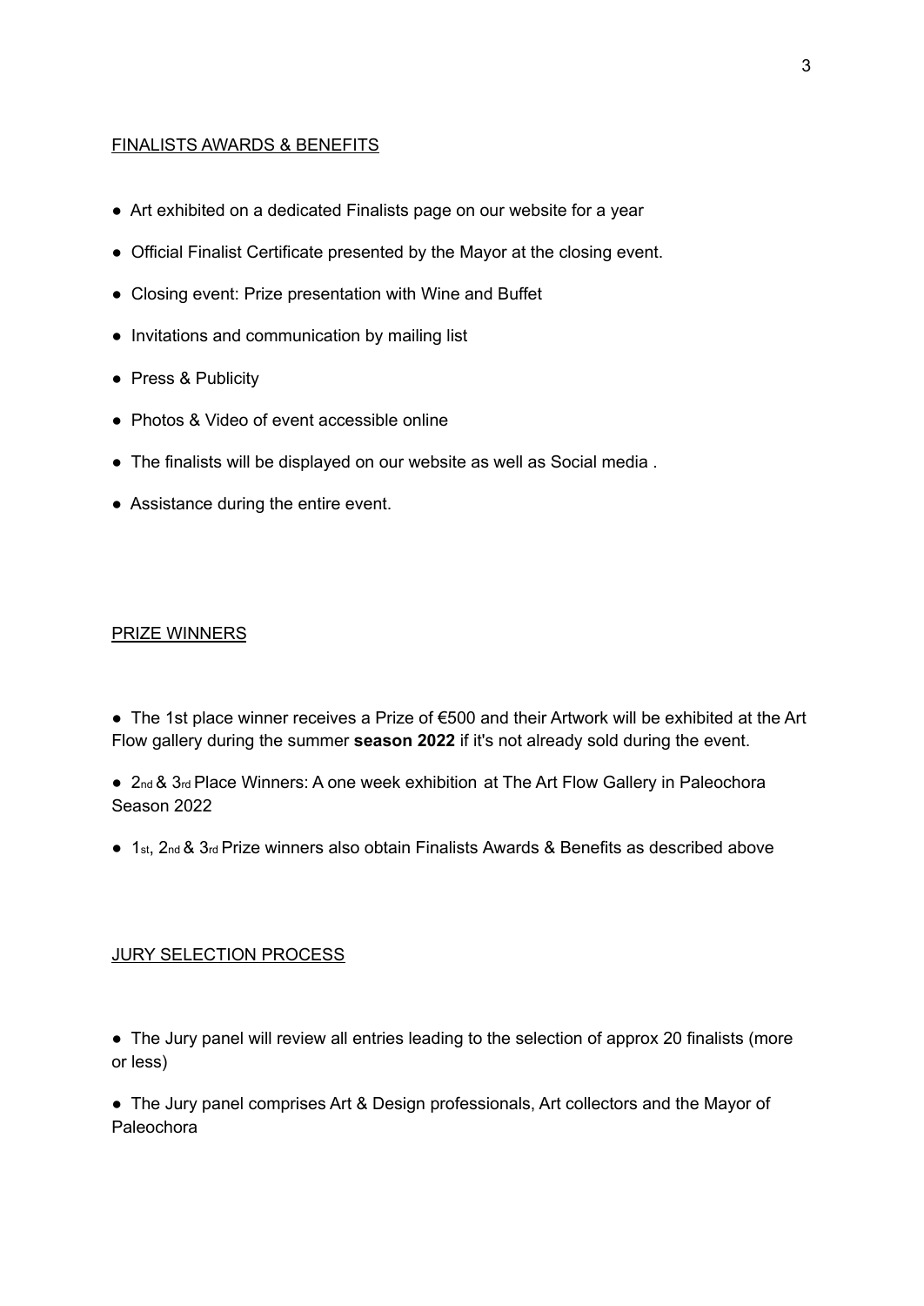## FINALISTS AWARDS & BENEFITS

- Art exhibited on a dedicated Finalists page on our website for a year
- Official Finalist Certificate presented by the Mayor at the closing event.
- Closing event: Prize presentation with Wine and Buffet
- Invitations and communication by mailing list
- Press & Publicity
- Photos & Video of event accessible online
- The finalists will be displayed on our website as well as Social media .
- Assistance during the entire event.

## PRIZE WINNERS

- The 1st place winner receives a Prize of €500 and their Artwork will be exhibited at the Art Flow gallery during the summer **season 2022** if it's not already sold during the event.
- 2nd & 3rd Place Winners: A one week exhibition at The Art Flow Gallery in Paleochora Season 2022
- 1st, 2nd & 3rd Prize winners also obtain Finalists Awards & Benefits as described above

## JURY SELECTION PROCESS

- The Jury panel will review all entries leading to the selection of approx 20 finalists (more or less)
- The Jury panel comprises Art & Design professionals, Art collectors and the Mayor of Paleochora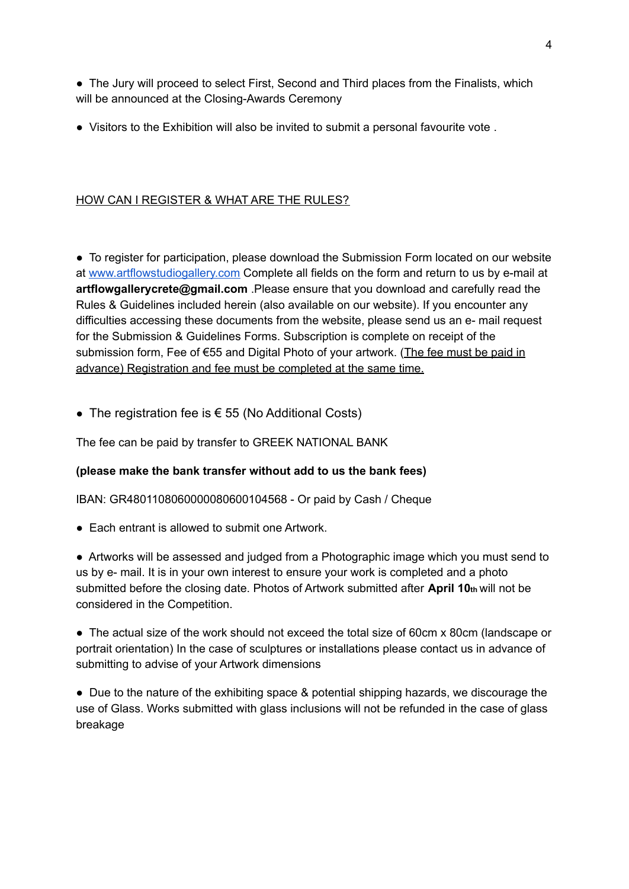- The Jury will proceed to select First, Second and Third places from the Finalists, which will be announced at the Closing-Awards Ceremony

- Visitors to the Exhibition will also be invited to submit a personal favourite vote .

<u>HOW CAN I REGISTER & WHAT ARE THE RULES?</u>

- To register for participation, please download the Submission Form located on our website at [www.artflowstudiogallery.com](http://www.artflowstudiogallery.com) Complete all fields on the form and return to us by e-mail at **artflowgallerycrete@gmail.com** .Please ensure that you download and carefully read the Rules & Guidelines included herein (also available on our website). If you encounter any difficulties accessing these documents from the website, please send us an e- mail request for the Submission & Guidelines Forms. Subscription is complete on receipt of the submission form, Fee of €55 and Digital Photo of your artwork. (<u>The fee must be paid in advance) Registration and fee must be completed at the same time.</u>

- The registration fee is € 55 (No Additional Costs)

The fee can be paid by transfer to GREEK NATIONAL BANK

**(please make the bank transfer without add to us the bank fees)**

IBAN: GR4801108060000080600104568 - Or paid by Cash / Cheque

- Each entrant is allowed to submit one Artwork.

- Artworks will be assessed and judged from a Photographic image which you must send to us by e- mail. It is in your own interest to ensure your work is completed and a photo submitted before the closing date. Photos of Artwork submitted after **April 10th** will not be considered in the Competition.

- The actual size of the work should not exceed the total size of 60cm x 80cm (landscape or portrait orientation) In the case of sculptures or installations please contact us in advance of submitting to advise of your Artwork dimensions

- Due to the nature of the exhibiting space & potential shipping hazards, we discourage the use of Glass. Works submitted with glass inclusions will not be refunded in the case of glass breakage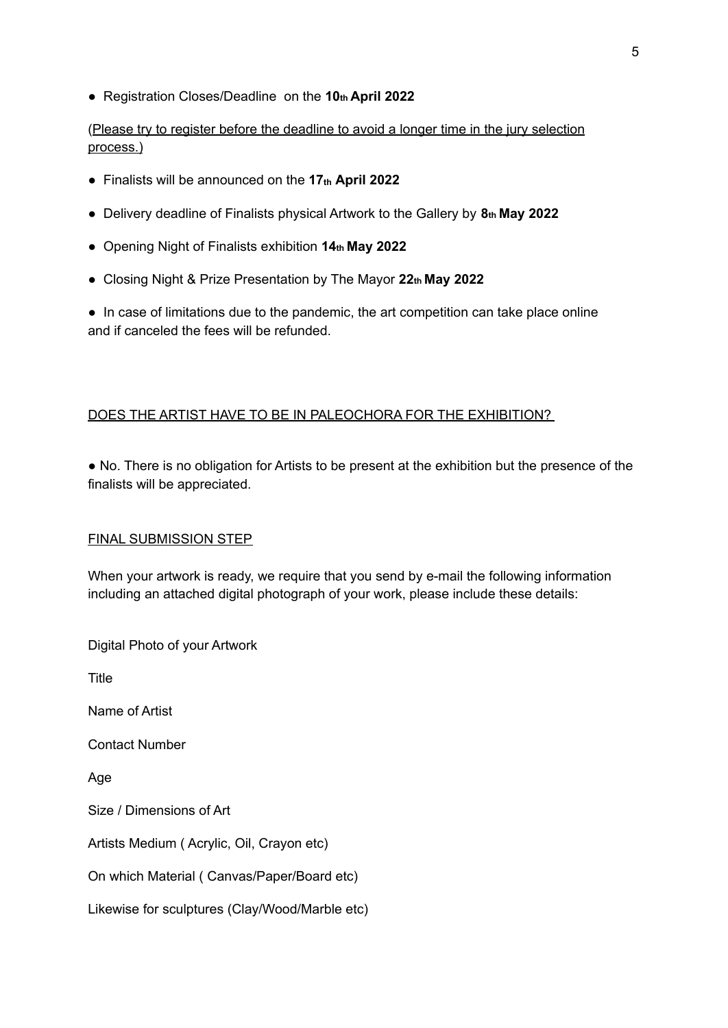- Registration Closes/Deadline on the **10th April 2022**

(Please try to register before the deadline to avoid a longer time in the jury selection process.)

- Finalists will be announced on the **17th April 2022**
- Delivery deadline of Finalists physical Artwork to the Gallery by **8th May 2022**
- Opening Night of Finalists exhibition **14th May 2022**
- Closing Night & Prize Presentation by The Mayor **22th May 2022**
- In case of limitations due to the pandemic, the art competition can take place online and if canceled the fees will be refunded.

## DOES THE ARTIST HAVE TO BE IN PALEOCHORA FOR THE EXHIBITION?

- No. There is no obligation for Artists to be present at the exhibition but the presence of the finalists will be appreciated.

## FINAL SUBMISSION STEP

When your artwork is ready, we require that you send by e-mail the following information including an attached digital photograph of your work, please include these details:

Digital Photo of your Artwork

Title

Name of Artist

Contact Number

Age

Size / Dimensions of Art

Artists Medium ( Acrylic, Oil, Crayon etc)

On which Material ( Canvas/Paper/Board etc)

Likewise for sculptures (Clay/Wood/Marble etc)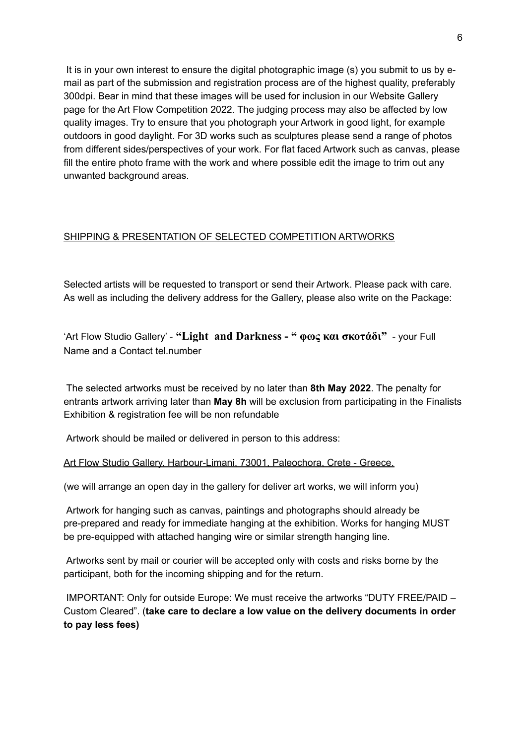It is in your own interest to ensure the digital photographic image (s) you submit to us by e-mail as part of the submission and registration process are of the highest quality, preferably 300dpi. Bear in mind that these images will be used for inclusion in our Website Gallery page for the Art Flow Competition 2022. The judging process may also be affected by low quality images. Try to ensure that you photograph your Artwork in good light, for example outdoors in good daylight. For 3D works such as sculptures please send a range of photos from different sides/perspectives of your work. For flat faced Artwork such as canvas, please fill the entire photo frame with the work and where possible edit the image to trim out any unwanted background areas.

SHIPPING & PRESENTATION OF SELECTED COMPETITION ARTWORKS

Selected artists will be requested to transport or send their Artwork. Please pack with care. As well as including the delivery address for the Gallery, please also write on the Package:

'Art Flow Studio Gallery' - **"Light and Darkness - " φως και σκοτάδι"** - your Full Name and a Contact tel.number

The selected artworks must be received by no later than **8th May 2022**. The penalty for entrants artwork arriving later than **May 8h** will be exclusion from participating in the Finalists Exhibition & registration fee will be non refundable

Artwork should be mailed or delivered in person to this address:

Art Flow Studio Gallery, Harbour-Limani, 73001, Paleochora, Crete - Greece.

(we will arrange an open day in the gallery for deliver art works, we will inform you)

Artwork for hanging such as canvas, paintings and photographs should already be pre-prepared and ready for immediate hanging at the exhibition. Works for hanging MUST be pre-equipped with attached hanging wire or similar strength hanging line.

Artworks sent by mail or courier will be accepted only with costs and risks borne by the participant, both for the incoming shipping and for the return.

IMPORTANT: Only for outside Europe: We must receive the artworks "DUTY FREE/PAID – Custom Cleared". (**take care to declare a low value on the delivery documents in order to pay less fees)**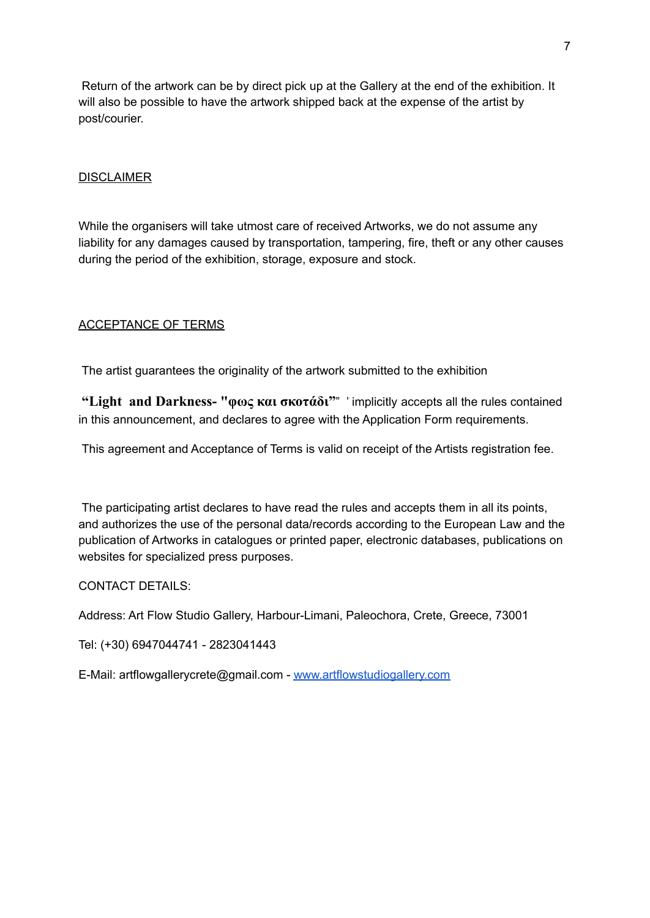Return of the artwork can be by direct pick up at the Gallery at the end of the exhibition. It will also be possible to have the artwork shipped back at the expense of the artist by post/courier.

## DISCLAIMER

While the organisers will take utmost care of received Artworks, we do not assume any liability for any damages caused by transportation, tampering, fire, theft or any other causes during the period of the exhibition, storage, exposure and stock.

## ACCEPTANCE OF TERMS

The artist guarantees the originality of the artwork submitted to the exhibition

**“Light and Darkness- "φως και σκοτάδι”**" ’ implicitly accepts all the rules contained in this announcement, and declares to agree with the Application Form requirements.

This agreement and Acceptance of Terms is valid on receipt of the Artists registration fee.

The participating artist declares to have read the rules and accepts them in all its points, and authorizes the use of the personal data/records according to the European Law and the publication of Artworks in catalogues or printed paper, electronic databases, publications on websites for specialized press purposes.

CONTACT DETAILS:

Address: Art Flow Studio Gallery, Harbour-Limani, Paleochora, Crete, Greece, 73001

Tel: (+30) 6947044741 - 2823041443

E-Mail: artflowgallerycrete@gmail.com - [www.artflowstudiogallery.com](http://www.artflowstudiogallery.com)